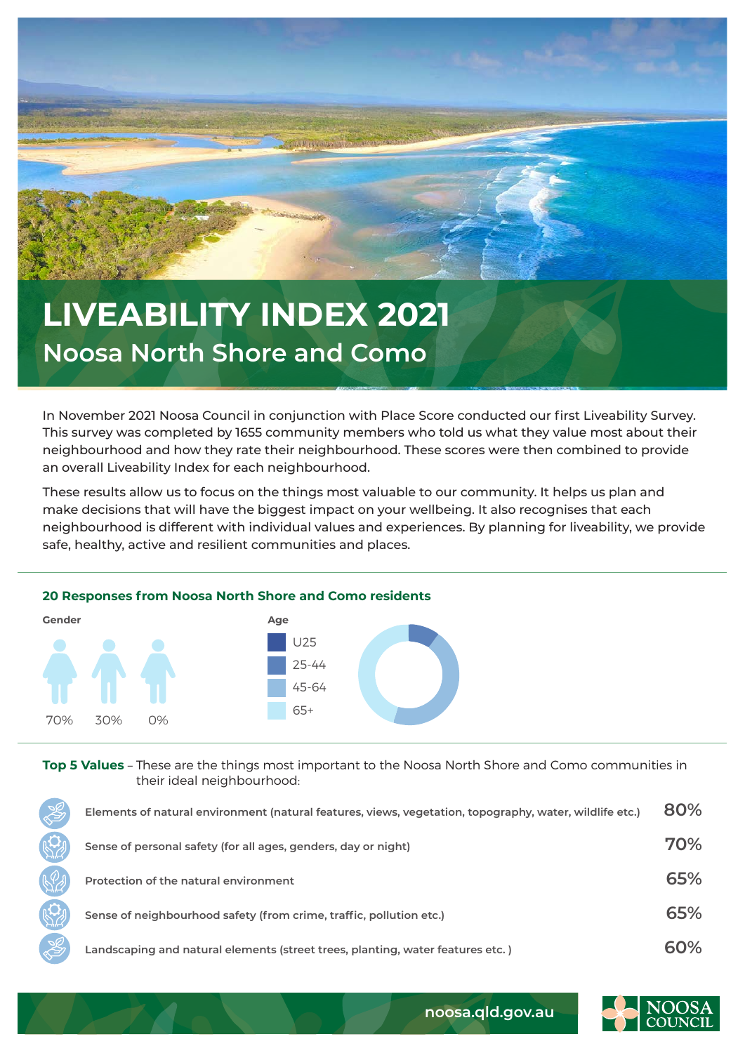# LIVEABILITY INDEX 2021

## Noosa North Shore and Como

In November 2021 Noosa Council in conjunction with Place Score conducted our first Liveability Survey. This survey was completed by 1655 community members who told us what they value most about their neighbourhood and how they rate their neighbourhood. These scores were then combined to provide an overall Liveability Index for each neighbourhood.

These results allow us to focus on the things most valuable to our community. It helps us plan and make decisions that will have the biggest impact on your wellbeing. It also recognises that each neighbourhood is different with individual values and experiences. By planning for liveability, we provide safe, healthy, active and resilient communities and places.

### 20 Responses from Noosa North Shore and Como residents

**Gender**

70% 30% 0%

**Age**

- U25
- 25-44
- 45-64
- 65+

**Top 5 Values** – These are the things most important to the Noosa North Shore and Como communities in their ideal neighbourhood:

| Value | % |
|---|---|
| Elements of natural environment (natural features, views, vegetation, topography, water, wildlife etc.) | 80% |
| Sense of personal safety (for all ages, genders, day or night) | 70% |
| Protection of the natural environment | 65% |
| Sense of neighbourhood safety (from crime, traffic, pollution etc.) | 65% |
| Landscaping and natural elements (street trees, planting, water features etc. ) | 60% |

noosa.qld.gov.au

NOOSA COUNCIL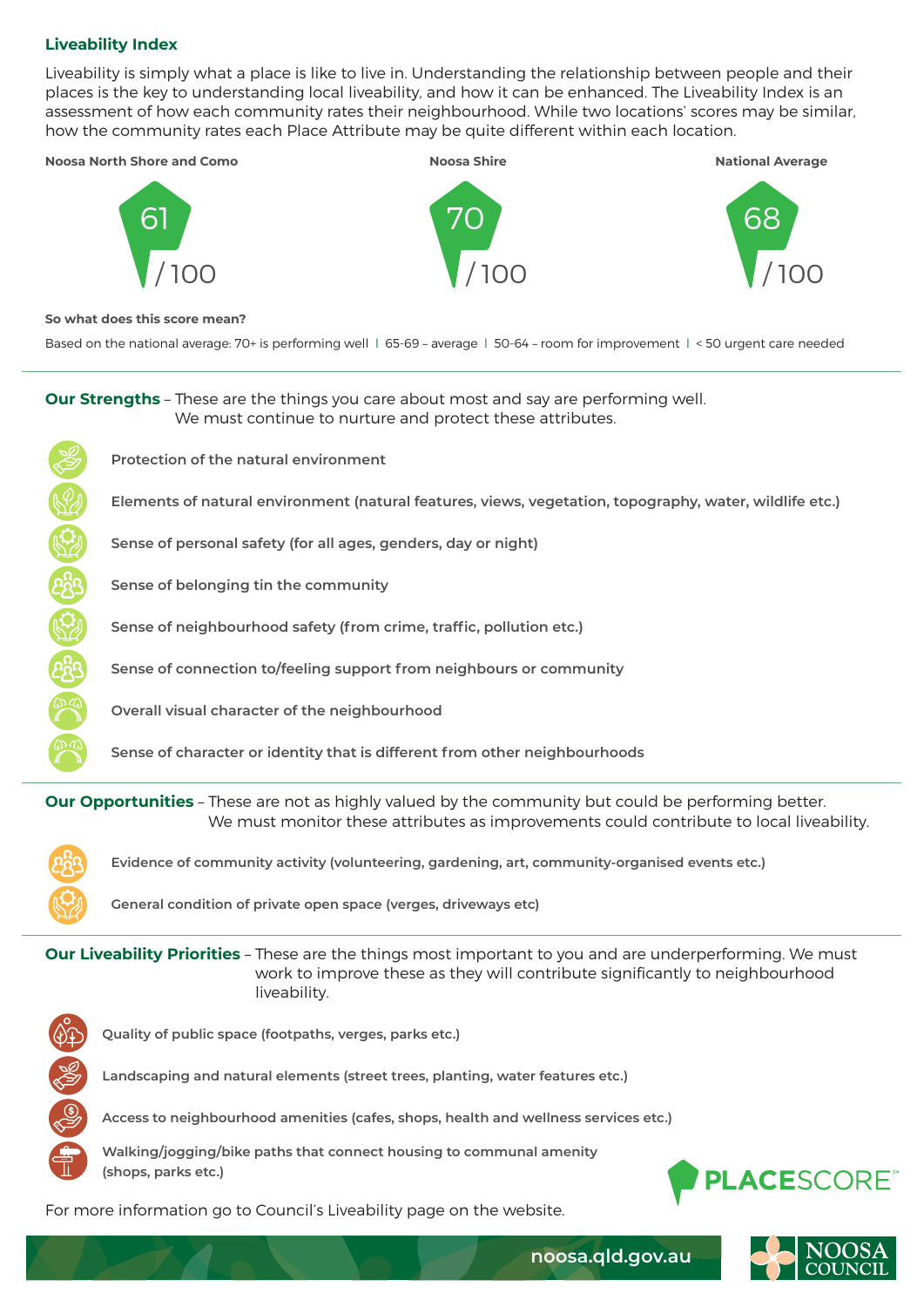## Liveability Index

Liveability is simply what a place is like to live in. Understanding the relationship between people and their places is the key to understanding local liveability, and how it can be enhanced. The Liveability Index is an assessment of how each community rates their neighbourhood. While two locations' scores may be similar, how the community rates each Place Attribute may be quite different within each location.

**Noosa North Shore and Como**

61 / 100

**Noosa Shire**

70 / 100

**National Average**

68 / 100

**So what does this score mean?**

Based on the national average: 70+ is performing well | 65-69 – average | 50-64 – room for improvement | < 50 urgent care needed

**Our Strengths** – These are the things you care about most and say are performing well. We must continue to nurture and protect these attributes.

- Protection of the natural environment
- Elements of natural environment (natural features, views, vegetation, topography, water, wildlife etc.)
- Sense of personal safety (for all ages, genders, day or night)
- Sense of belonging tin the community
- Sense of neighbourhood safety (from crime, traffic, pollution etc.)
- Sense of connection to/feeling support from neighbours or community
- Overall visual character of the neighbourhood
- Sense of character or identity that is different from other neighbourhoods

**Our Opportunities** – These are not as highly valued by the community but could be performing better. We must monitor these attributes as improvements could contribute to local liveability.

- Evidence of community activity (volunteering, gardening, art, community-organised events etc.)
- General condition of private open space (verges, driveways etc)

**Our Liveability Priorities** – These are the things most important to you and are underperforming. We must work to improve these as they will contribute significantly to neighbourhood liveability.

- Quality of public space (footpaths, verges, parks etc.)
- Landscaping and natural elements (street trees, planting, water features etc.)
- Access to neighbourhood amenities (cafes, shops, health and wellness services etc.)
- Walking/jogging/bike paths that connect housing to communal amenity (shops, parks etc.)

PLACESCORE™

For more information go to Council's Liveability page on the website.

noosa.qld.gov.au

NOOSA COUNCIL